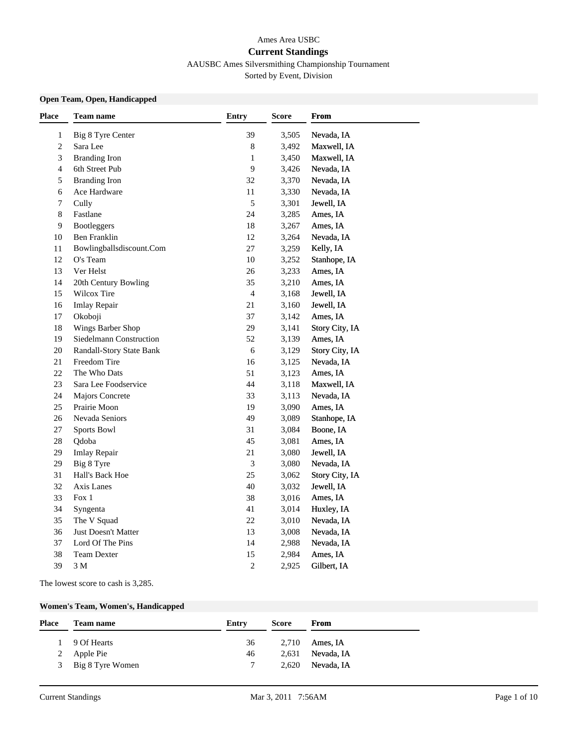Ames Area USBC

# Current Standings

AAUSBC Ames Silversmithing Championship Tournament

Sorted by Event, Division

### Open Team, Open, Handicapped

| Place | Team name | Entry | Score | From |
|---|---|---|---|---|
| 1 | Big 8 Tyre Center | 39 | 3,505 | Nevada, IA |
| 2 | Sara Lee | 8 | 3,492 | Maxwell, IA |
| 3 | Branding Iron | 1 | 3,450 | Maxwell, IA |
| 4 | 6th Street Pub | 9 | 3,426 | Nevada, IA |
| 5 | Branding Iron | 32 | 3,370 | Nevada, IA |
| 6 | Ace Hardware | 11 | 3,330 | Nevada, IA |
| 7 | Cully | 5 | 3,301 | Jewell, IA |
| 8 | Fastlane | 24 | 3,285 | Ames, IA |
| 9 | Bootleggers | 18 | 3,267 | Ames, IA |
| 10 | Ben Franklin | 12 | 3,264 | Nevada, IA |
| 11 | Bowlingballsdiscount.Com | 27 | 3,259 | Kelly, IA |
| 12 | O's Team | 10 | 3,252 | Stanhope, IA |
| 13 | Ver Helst | 26 | 3,233 | Ames, IA |
| 14 | 20th Century Bowling | 35 | 3,210 | Ames, IA |
| 15 | Wilcox Tire | 4 | 3,168 | Jewell, IA |
| 16 | Imlay Repair | 21 | 3,160 | Jewell, IA |
| 17 | Okoboji | 37 | 3,142 | Ames, IA |
| 18 | Wings Barber Shop | 29 | 3,141 | Story City, IA |
| 19 | Siedelmann Construction | 52 | 3,139 | Ames, IA |
| 20 | Randall-Story State Bank | 6 | 3,129 | Story City, IA |
| 21 | Freedom Tire | 16 | 3,125 | Nevada, IA |
| 22 | The Who Dats | 51 | 3,123 | Ames, IA |
| 23 | Sara Lee Foodservice | 44 | 3,118 | Maxwell, IA |
| 24 | Majors Concrete | 33 | 3,113 | Nevada, IA |
| 25 | Prairie Moon | 19 | 3,090 | Ames, IA |
| 26 | Nevada Seniors | 49 | 3,089 | Stanhope, IA |
| 27 | Sports Bowl | 31 | 3,084 | Boone, IA |
| 28 | Qdoba | 45 | 3,081 | Ames, IA |
| 29 | Imlay Repair | 21 | 3,080 | Jewell, IA |
| 29 | Big 8 Tyre | 3 | 3,080 | Nevada, IA |
| 31 | Hall's Back Hoe | 25 | 3,062 | Story City, IA |
| 32 | Axis Lanes | 40 | 3,032 | Jewell, IA |
| 33 | Fox 1 | 38 | 3,016 | Ames, IA |
| 34 | Syngenta | 41 | 3,014 | Huxley, IA |
| 35 | The V Squad | 22 | 3,010 | Nevada, IA |
| 36 | Just Doesn't Matter | 13 | 3,008 | Nevada, IA |
| 37 | Lord Of The Pins | 14 | 2,988 | Nevada, IA |
| 38 | Team Dexter | 15 | 2,984 | Ames, IA |
| 39 | 3 M | 2 | 2,925 | Gilbert, IA |

The lowest score to cash is 3,285.

### Women's Team, Women's, Handicapped

| Place | Team name | Entry | Score | From |
|---|---|---|---|---|
| 1 | 9 Of Hearts | 36 | 2,710 | Ames, IA |
| 2 | Apple Pie | 46 | 2,631 | Nevada, IA |
| 3 | Big 8 Tyre Women | 7 | 2,620 | Nevada, IA |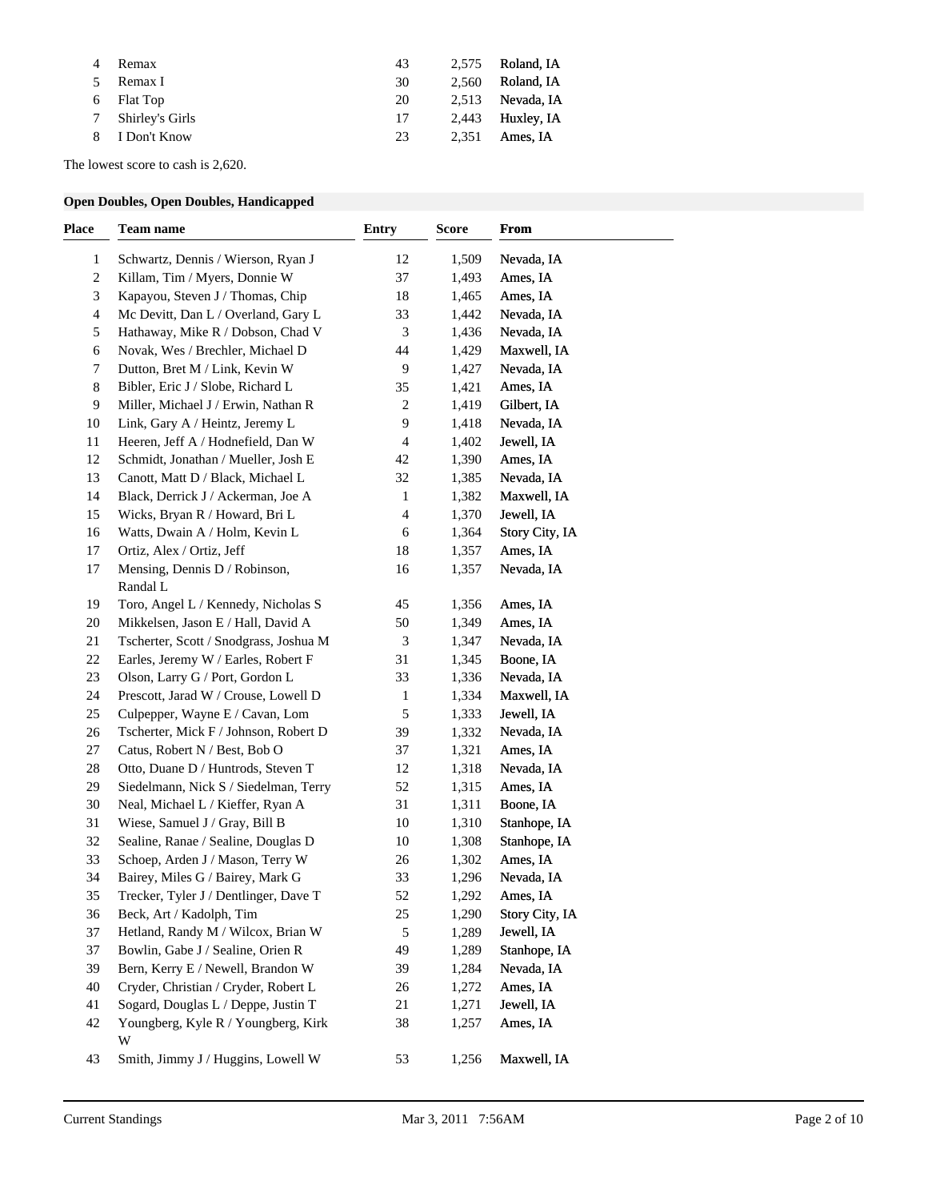| Place | Team name | Entry | Score | From |
|---|---|---|---|---|
| 4 | Remax | 43 | 2,575 | Roland, IA |
| 5 | Remax I | 30 | 2,560 | Roland, IA |
| 6 | Flat Top | 20 | 2,513 | Nevada, IA |
| 7 | Shirley's Girls | 17 | 2,443 | Huxley, IA |
| 8 | I Don't Know | 23 | 2,351 | Ames, IA |

The lowest score to cash is 2,620.

### Open Doubles, Open Doubles, Handicapped

| Place | Team name | Entry | Score | From |
|---|---|---|---|---|
| 1 | Schwartz, Dennis / Wierson, Ryan J | 12 | 1,509 | Nevada, IA |
| 2 | Killam, Tim / Myers, Donnie W | 37 | 1,493 | Ames, IA |
| 3 | Kapayou, Steven J / Thomas, Chip | 18 | 1,465 | Ames, IA |
| 4 | Mc Devitt, Dan L / Overland, Gary L | 33 | 1,442 | Nevada, IA |
| 5 | Hathaway, Mike R / Dobson, Chad V | 3 | 1,436 | Nevada, IA |
| 6 | Novak, Wes / Brechler, Michael D | 44 | 1,429 | Maxwell, IA |
| 7 | Dutton, Bret M / Link, Kevin W | 9 | 1,427 | Nevada, IA |
| 8 | Bibler, Eric J / Slobe, Richard L | 35 | 1,421 | Ames, IA |
| 9 | Miller, Michael J / Erwin, Nathan R | 2 | 1,419 | Gilbert, IA |
| 10 | Link, Gary A / Heintz, Jeremy L | 9 | 1,418 | Nevada, IA |
| 11 | Heeren, Jeff A / Hodnefield, Dan W | 4 | 1,402 | Jewell, IA |
| 12 | Schmidt, Jonathan / Mueller, Josh E | 42 | 1,390 | Ames, IA |
| 13 | Canott, Matt D / Black, Michael L | 32 | 1,385 | Nevada, IA |
| 14 | Black, Derrick J / Ackerman, Joe A | 1 | 1,382 | Maxwell, IA |
| 15 | Wicks, Bryan R / Howard, Bri L | 4 | 1,370 | Jewell, IA |
| 16 | Watts, Dwain A / Holm, Kevin L | 6 | 1,364 | Story City, IA |
| 17 | Ortiz, Alex / Ortiz, Jeff | 18 | 1,357 | Ames, IA |
| 17 | Mensing, Dennis D / Robinson, Randal L | 16 | 1,357 | Nevada, IA |
| 19 | Toro, Angel L / Kennedy, Nicholas S | 45 | 1,356 | Ames, IA |
| 20 | Mikkelsen, Jason E / Hall, David A | 50 | 1,349 | Ames, IA |
| 21 | Tscherter, Scott / Snodgrass, Joshua M | 3 | 1,347 | Nevada, IA |
| 22 | Earles, Jeremy W / Earles, Robert F | 31 | 1,345 | Boone, IA |
| 23 | Olson, Larry G / Port, Gordon L | 33 | 1,336 | Nevada, IA |
| 24 | Prescott, Jarad W / Crouse, Lowell D | 1 | 1,334 | Maxwell, IA |
| 25 | Culpepper, Wayne E / Cavan, Lom | 5 | 1,333 | Jewell, IA |
| 26 | Tscherter, Mick F / Johnson, Robert D | 39 | 1,332 | Nevada, IA |
| 27 | Catus, Robert N / Best, Bob O | 37 | 1,321 | Ames, IA |
| 28 | Otto, Duane D / Huntrods, Steven T | 12 | 1,318 | Nevada, IA |
| 29 | Siedelmann, Nick S / Siedelman, Terry | 52 | 1,315 | Ames, IA |
| 30 | Neal, Michael L / Kieffer, Ryan A | 31 | 1,311 | Boone, IA |
| 31 | Wiese, Samuel J / Gray, Bill B | 10 | 1,310 | Stanhope, IA |
| 32 | Sealine, Ranae / Sealine, Douglas D | 10 | 1,308 | Stanhope, IA |
| 33 | Schoep, Arden J / Mason, Terry W | 26 | 1,302 | Ames, IA |
| 34 | Bairey, Miles G / Bairey, Mark G | 33 | 1,296 | Nevada, IA |
| 35 | Trecker, Tyler J / Dentlinger, Dave T | 52 | 1,292 | Ames, IA |
| 36 | Beck, Art / Kadolph, Tim | 25 | 1,290 | Story City, IA |
| 37 | Hetland, Randy M / Wilcox, Brian W | 5 | 1,289 | Jewell, IA |
| 37 | Bowlin, Gabe J / Sealine, Orien R | 49 | 1,289 | Stanhope, IA |
| 39 | Bern, Kerry E / Newell, Brandon W | 39 | 1,284 | Nevada, IA |
| 40 | Cryder, Christian / Cryder, Robert L | 26 | 1,272 | Ames, IA |
| 41 | Sogard, Douglas L / Deppe, Justin T | 21 | 1,271 | Jewell, IA |
| 42 | Youngberg, Kyle R / Youngberg, Kirk W | 38 | 1,257 | Ames, IA |
| 43 | Smith, Jimmy J / Huggins, Lowell W | 53 | 1,256 | Maxwell, IA |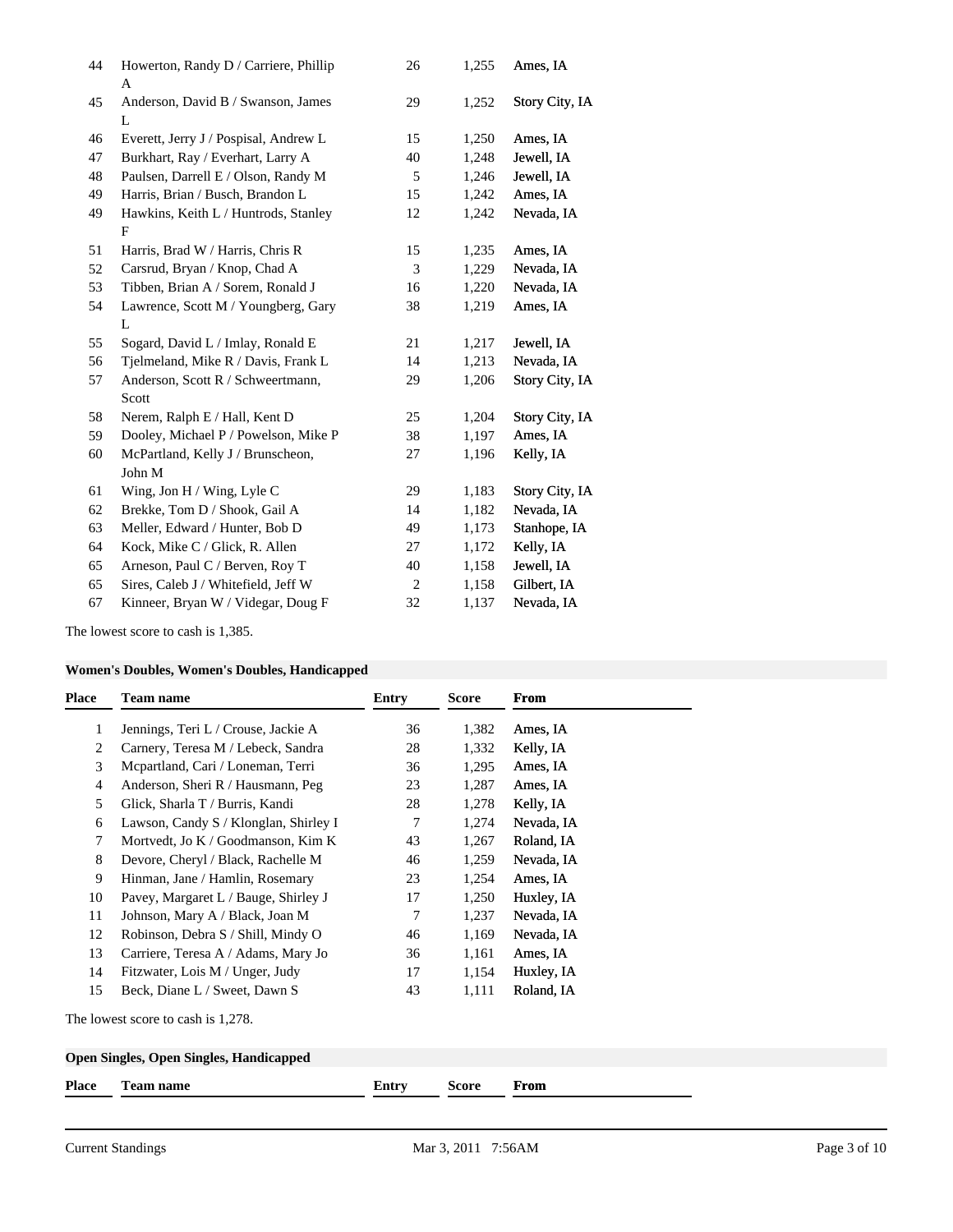| Place | Team name | Entry | Score | From |
|---|---|---|---|---|
| 44 | Howerton, Randy D / Carriere, Phillip A | 26 | 1,255 | Ames, IA |
| 45 | Anderson, David B / Swanson, James L | 29 | 1,252 | Story City, IA |
| 46 | Everett, Jerry J / Pospisal, Andrew L | 15 | 1,250 | Ames, IA |
| 47 | Burkhart, Ray / Everhart, Larry A | 40 | 1,248 | Jewell, IA |
| 48 | Paulsen, Darrell E / Olson, Randy M | 5 | 1,246 | Jewell, IA |
| 49 | Harris, Brian / Busch, Brandon L | 15 | 1,242 | Ames, IA |
| 49 | Hawkins, Keith L / Huntrods, Stanley F | 12 | 1,242 | Nevada, IA |
| 51 | Harris, Brad W / Harris, Chris R | 15 | 1,235 | Ames, IA |
| 52 | Carsrud, Bryan / Knop, Chad A | 3 | 1,229 | Nevada, IA |
| 53 | Tibben, Brian A / Sorem, Ronald J | 16 | 1,220 | Nevada, IA |
| 54 | Lawrence, Scott M / Youngberg, Gary L | 38 | 1,219 | Ames, IA |
| 55 | Sogard, David L / Imlay, Ronald E | 21 | 1,217 | Jewell, IA |
| 56 | Tjelmeland, Mike R / Davis, Frank L | 14 | 1,213 | Nevada, IA |
| 57 | Anderson, Scott R / Schweertmann, Scott | 29 | 1,206 | Story City, IA |
| 58 | Nerem, Ralph E / Hall, Kent D | 25 | 1,204 | Story City, IA |
| 59 | Dooley, Michael P / Powelson, Mike P | 38 | 1,197 | Ames, IA |
| 60 | McPartland, Kelly J / Brunscheon, John M | 27 | 1,196 | Kelly, IA |
| 61 | Wing, Jon H / Wing, Lyle C | 29 | 1,183 | Story City, IA |
| 62 | Brekke, Tom D / Shook, Gail A | 14 | 1,182 | Nevada, IA |
| 63 | Meller, Edward / Hunter, Bob D | 49 | 1,173 | Stanhope, IA |
| 64 | Kock, Mike C / Glick, R. Allen | 27 | 1,172 | Kelly, IA |
| 65 | Arneson, Paul C / Berven, Roy T | 40 | 1,158 | Jewell, IA |
| 65 | Sires, Caleb J / Whitefield, Jeff W | 2 | 1,158 | Gilbert, IA |
| 67 | Kinneer, Bryan W / Videgar, Doug F | 32 | 1,137 | Nevada, IA |

The lowest score to cash is 1,385.

**Women's Doubles, Women's Doubles, Handicapped**

| Place | Team name | Entry | Score | From |
|---|---|---|---|---|
| 1 | Jennings, Teri L / Crouse, Jackie A | 36 | 1,382 | Ames, IA |
| 2 | Carnery, Teresa M / Lebeck, Sandra | 28 | 1,332 | Kelly, IA |
| 3 | Mcpartland, Cari / Loneman, Terri | 36 | 1,295 | Ames, IA |
| 4 | Anderson, Sheri R / Hausmann, Peg | 23 | 1,287 | Ames, IA |
| 5 | Glick, Sharla T / Burris, Kandi | 28 | 1,278 | Kelly, IA |
| 6 | Lawson, Candy S / Klonglan, Shirley I | 7 | 1,274 | Nevada, IA |
| 7 | Mortvedt, Jo K / Goodmanson, Kim K | 43 | 1,267 | Roland, IA |
| 8 | Devore, Cheryl / Black, Rachelle M | 46 | 1,259 | Nevada, IA |
| 9 | Hinman, Jane / Hamlin, Rosemary | 23 | 1,254 | Ames, IA |
| 10 | Pavey, Margaret L / Bauge, Shirley J | 17 | 1,250 | Huxley, IA |
| 11 | Johnson, Mary A / Black, Joan M | 7 | 1,237 | Nevada, IA |
| 12 | Robinson, Debra S / Shill, Mindy O | 46 | 1,169 | Nevada, IA |
| 13 | Carriere, Teresa A / Adams, Mary Jo | 36 | 1,161 | Ames, IA |
| 14 | Fitzwater, Lois M / Unger, Judy | 17 | 1,154 | Huxley, IA |
| 15 | Beck, Diane L / Sweet, Dawn S | 43 | 1,111 | Roland, IA |

The lowest score to cash is 1,278.

**Open Singles, Open Singles, Handicapped**

| Place | Team name | Entry | Score | From |
|---|---|---|---|---|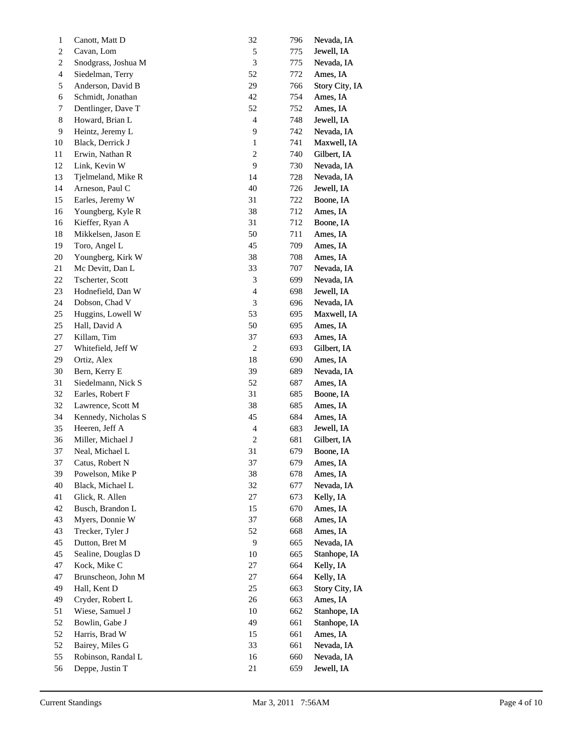| | | | | |
|---|---|---|---|---|
| 1 | Canott, Matt D | 32 | 796 | Nevada, IA |
| 2 | Cavan, Lom | 5 | 775 | Jewell, IA |
| 2 | Snodgrass, Joshua M | 3 | 775 | Nevada, IA |
| 4 | Siedelman, Terry | 52 | 772 | Ames, IA |
| 5 | Anderson, David B | 29 | 766 | Story City, IA |
| 6 | Schmidt, Jonathan | 42 | 754 | Ames, IA |
| 7 | Dentlinger, Dave T | 52 | 752 | Ames, IA |
| 8 | Howard, Brian L | 4 | 748 | Jewell, IA |
| 9 | Heintz, Jeremy L | 9 | 742 | Nevada, IA |
| 10 | Black, Derrick J | 1 | 741 | Maxwell, IA |
| 11 | Erwin, Nathan R | 2 | 740 | Gilbert, IA |
| 12 | Link, Kevin W | 9 | 730 | Nevada, IA |
| 13 | Tjelmeland, Mike R | 14 | 728 | Nevada, IA |
| 14 | Arneson, Paul C | 40 | 726 | Jewell, IA |
| 15 | Earles, Jeremy W | 31 | 722 | Boone, IA |
| 16 | Youngberg, Kyle R | 38 | 712 | Ames, IA |
| 16 | Kieffer, Ryan A | 31 | 712 | Boone, IA |
| 18 | Mikkelsen, Jason E | 50 | 711 | Ames, IA |
| 19 | Toro, Angel L | 45 | 709 | Ames, IA |
| 20 | Youngberg, Kirk W | 38 | 708 | Ames, IA |
| 21 | Mc Devitt, Dan L | 33 | 707 | Nevada, IA |
| 22 | Tscherter, Scott | 3 | 699 | Nevada, IA |
| 23 | Hodnefield, Dan W | 4 | 698 | Jewell, IA |
| 24 | Dobson, Chad V | 3 | 696 | Nevada, IA |
| 25 | Huggins, Lowell W | 53 | 695 | Maxwell, IA |
| 25 | Hall, David A | 50 | 695 | Ames, IA |
| 27 | Killam, Tim | 37 | 693 | Ames, IA |
| 27 | Whitefield, Jeff W | 2 | 693 | Gilbert, IA |
| 29 | Ortiz, Alex | 18 | 690 | Ames, IA |
| 30 | Bern, Kerry E | 39 | 689 | Nevada, IA |
| 31 | Siedelmann, Nick S | 52 | 687 | Ames, IA |
| 32 | Earles, Robert F | 31 | 685 | Boone, IA |
| 32 | Lawrence, Scott M | 38 | 685 | Ames, IA |
| 34 | Kennedy, Nicholas S | 45 | 684 | Ames, IA |
| 35 | Heeren, Jeff A | 4 | 683 | Jewell, IA |
| 36 | Miller, Michael J | 2 | 681 | Gilbert, IA |
| 37 | Neal, Michael L | 31 | 679 | Boone, IA |
| 37 | Catus, Robert N | 37 | 679 | Ames, IA |
| 39 | Powelson, Mike P | 38 | 678 | Ames, IA |
| 40 | Black, Michael L | 32 | 677 | Nevada, IA |
| 41 | Glick, R. Allen | 27 | 673 | Kelly, IA |
| 42 | Busch, Brandon L | 15 | 670 | Ames, IA |
| 43 | Myers, Donnie W | 37 | 668 | Ames, IA |
| 43 | Trecker, Tyler J | 52 | 668 | Ames, IA |
| 45 | Dutton, Bret M | 9 | 665 | Nevada, IA |
| 45 | Sealine, Douglas D | 10 | 665 | Stanhope, IA |
| 47 | Kock, Mike C | 27 | 664 | Kelly, IA |
| 47 | Brunscheon, John M | 27 | 664 | Kelly, IA |
| 49 | Hall, Kent D | 25 | 663 | Story City, IA |
| 49 | Cryder, Robert L | 26 | 663 | Ames, IA |
| 51 | Wiese, Samuel J | 10 | 662 | Stanhope, IA |
| 52 | Bowlin, Gabe J | 49 | 661 | Stanhope, IA |
| 52 | Harris, Brad W | 15 | 661 | Ames, IA |
| 52 | Bairey, Miles G | 33 | 661 | Nevada, IA |
| 55 | Robinson, Randal L | 16 | 660 | Nevada, IA |
| 56 | Deppe, Justin T | 21 | 659 | Jewell, IA |

Current Standings    Mar 3, 2011 7:56AM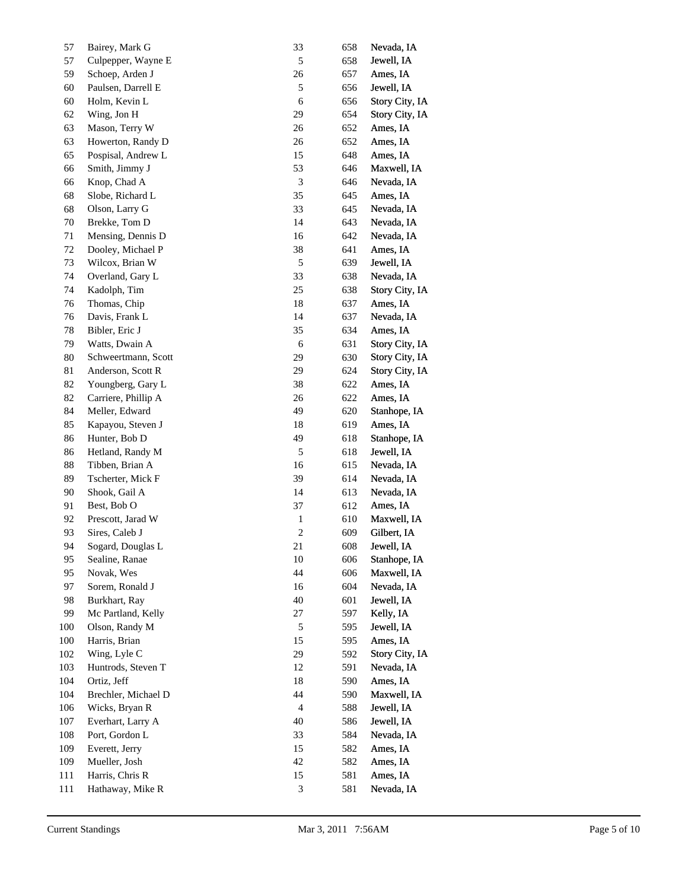| | | | | |
|---|---|---|---|---|
| 57 | Bairey, Mark G | 33 | 658 | Nevada, IA |
| 57 | Culpepper, Wayne E | 5 | 658 | Jewell, IA |
| 59 | Schoep, Arden J | 26 | 657 | Ames, IA |
| 60 | Paulsen, Darrell E | 5 | 656 | Jewell, IA |
| 60 | Holm, Kevin L | 6 | 656 | Story City, IA |
| 62 | Wing, Jon H | 29 | 654 | Story City, IA |
| 63 | Mason, Terry W | 26 | 652 | Ames, IA |
| 63 | Howerton, Randy D | 26 | 652 | Ames, IA |
| 65 | Pospisal, Andrew L | 15 | 648 | Ames, IA |
| 66 | Smith, Jimmy J | 53 | 646 | Maxwell, IA |
| 66 | Knop, Chad A | 3 | 646 | Nevada, IA |
| 68 | Slobe, Richard L | 35 | 645 | Ames, IA |
| 68 | Olson, Larry G | 33 | 645 | Nevada, IA |
| 70 | Brekke, Tom D | 14 | 643 | Nevada, IA |
| 71 | Mensing, Dennis D | 16 | 642 | Nevada, IA |
| 72 | Dooley, Michael P | 38 | 641 | Ames, IA |
| 73 | Wilcox, Brian W | 5 | 639 | Jewell, IA |
| 74 | Overland, Gary L | 33 | 638 | Nevada, IA |
| 74 | Kadolph, Tim | 25 | 638 | Story City, IA |
| 76 | Thomas, Chip | 18 | 637 | Ames, IA |
| 76 | Davis, Frank L | 14 | 637 | Nevada, IA |
| 78 | Bibler, Eric J | 35 | 634 | Ames, IA |
| 79 | Watts, Dwain A | 6 | 631 | Story City, IA |
| 80 | Schweertmann, Scott | 29 | 630 | Story City, IA |
| 81 | Anderson, Scott R | 29 | 624 | Story City, IA |
| 82 | Youngberg, Gary L | 38 | 622 | Ames, IA |
| 82 | Carriere, Phillip A | 26 | 622 | Ames, IA |
| 84 | Meller, Edward | 49 | 620 | Stanhope, IA |
| 85 | Kapayou, Steven J | 18 | 619 | Ames, IA |
| 86 | Hunter, Bob D | 49 | 618 | Stanhope, IA |
| 86 | Hetland, Randy M | 5 | 618 | Jewell, IA |
| 88 | Tibben, Brian A | 16 | 615 | Nevada, IA |
| 89 | Tscherter, Mick F | 39 | 614 | Nevada, IA |
| 90 | Shook, Gail A | 14 | 613 | Nevada, IA |
| 91 | Best, Bob O | 37 | 612 | Ames, IA |
| 92 | Prescott, Jarad W | 1 | 610 | Maxwell, IA |
| 93 | Sires, Caleb J | 2 | 609 | Gilbert, IA |
| 94 | Sogard, Douglas L | 21 | 608 | Jewell, IA |
| 95 | Sealine, Ranae | 10 | 606 | Stanhope, IA |
| 95 | Novak, Wes | 44 | 606 | Maxwell, IA |
| 97 | Sorem, Ronald J | 16 | 604 | Nevada, IA |
| 98 | Burkhart, Ray | 40 | 601 | Jewell, IA |
| 99 | Mc Partland, Kelly | 27 | 597 | Kelly, IA |
| 100 | Olson, Randy M | 5 | 595 | Jewell, IA |
| 100 | Harris, Brian | 15 | 595 | Ames, IA |
| 102 | Wing, Lyle C | 29 | 592 | Story City, IA |
| 103 | Huntrods, Steven T | 12 | 591 | Nevada, IA |
| 104 | Ortiz, Jeff | 18 | 590 | Ames, IA |
| 104 | Brechler, Michael D | 44 | 590 | Maxwell, IA |
| 106 | Wicks, Bryan R | 4 | 588 | Jewell, IA |
| 107 | Everhart, Larry A | 40 | 586 | Jewell, IA |
| 108 | Port, Gordon L | 33 | 584 | Nevada, IA |
| 109 | Everett, Jerry | 15 | 582 | Ames, IA |
| 109 | Mueller, Josh | 42 | 582 | Ames, IA |
| 111 | Harris, Chris R | 15 | 581 | Ames, IA |
| 111 | Hathaway, Mike R | 3 | 581 | Nevada, IA |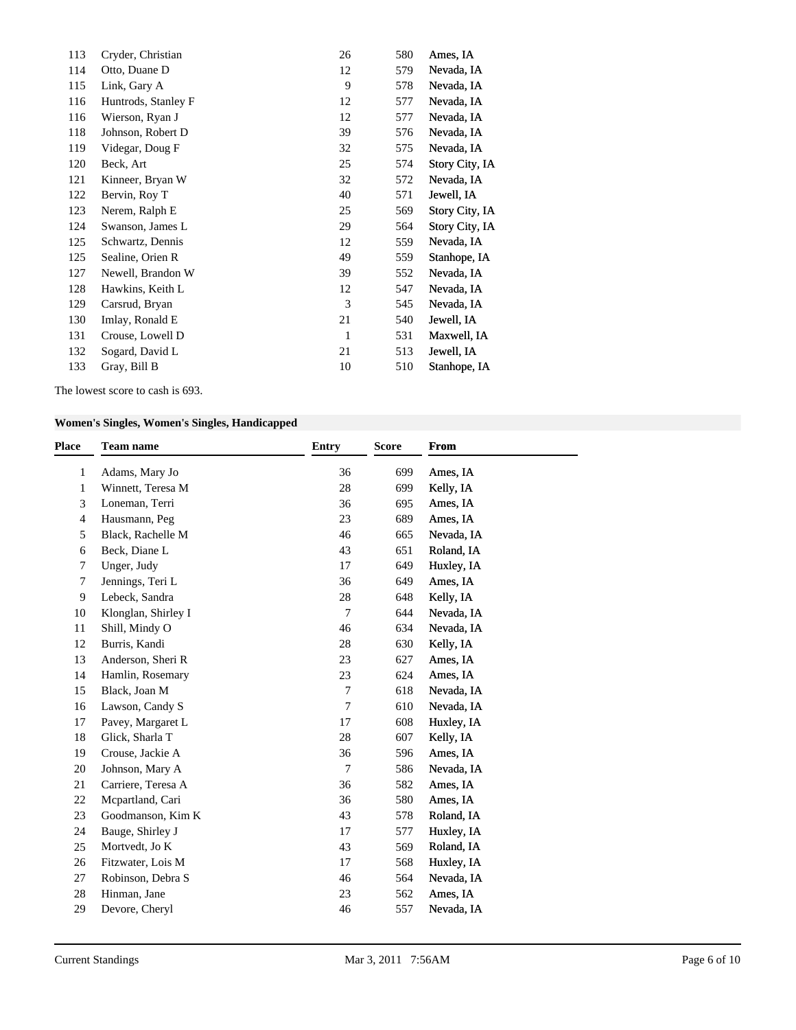| Place | Team name | Entry | Score | From |
|---|---|---|---|---|
| 113 | Cryder, Christian | 26 | 580 | Ames, IA |
| 114 | Otto, Duane D | 12 | 579 | Nevada, IA |
| 115 | Link, Gary A | 9 | 578 | Nevada, IA |
| 116 | Huntrods, Stanley F | 12 | 577 | Nevada, IA |
| 116 | Wierson, Ryan J | 12 | 577 | Nevada, IA |
| 118 | Johnson, Robert D | 39 | 576 | Nevada, IA |
| 119 | Videgar, Doug F | 32 | 575 | Nevada, IA |
| 120 | Beck, Art | 25 | 574 | Story City, IA |
| 121 | Kinneer, Bryan W | 32 | 572 | Nevada, IA |
| 122 | Bervin, Roy T | 40 | 571 | Jewell, IA |
| 123 | Nerem, Ralph E | 25 | 569 | Story City, IA |
| 124 | Swanson, James L | 29 | 564 | Story City, IA |
| 125 | Schwartz, Dennis | 12 | 559 | Nevada, IA |
| 125 | Sealine, Orien R | 49 | 559 | Stanhope, IA |
| 127 | Newell, Brandon W | 39 | 552 | Nevada, IA |
| 128 | Hawkins, Keith L | 12 | 547 | Nevada, IA |
| 129 | Carsrud, Bryan | 3 | 545 | Nevada, IA |
| 130 | Imlay, Ronald E | 21 | 540 | Jewell, IA |
| 131 | Crouse, Lowell D | 1 | 531 | Maxwell, IA |
| 132 | Sogard, David L | 21 | 513 | Jewell, IA |
| 133 | Gray, Bill B | 10 | 510 | Stanhope, IA |

The lowest score to cash is 693.

### Women's Singles, Women's Singles, Handicapped

| Place | Team name | Entry | Score | From |
|---|---|---|---|---|
| 1 | Adams, Mary Jo | 36 | 699 | Ames, IA |
| 1 | Winnett, Teresa M | 28 | 699 | Kelly, IA |
| 3 | Loneman, Terri | 36 | 695 | Ames, IA |
| 4 | Hausmann, Peg | 23 | 689 | Ames, IA |
| 5 | Black, Rachelle M | 46 | 665 | Nevada, IA |
| 6 | Beck, Diane L | 43 | 651 | Roland, IA |
| 7 | Unger, Judy | 17 | 649 | Huxley, IA |
| 7 | Jennings, Teri L | 36 | 649 | Ames, IA |
| 9 | Lebeck, Sandra | 28 | 648 | Kelly, IA |
| 10 | Klonglan, Shirley I | 7 | 644 | Nevada, IA |
| 11 | Shill, Mindy O | 46 | 634 | Nevada, IA |
| 12 | Burris, Kandi | 28 | 630 | Kelly, IA |
| 13 | Anderson, Sheri R | 23 | 627 | Ames, IA |
| 14 | Hamlin, Rosemary | 23 | 624 | Ames, IA |
| 15 | Black, Joan M | 7 | 618 | Nevada, IA |
| 16 | Lawson, Candy S | 7 | 610 | Nevada, IA |
| 17 | Pavey, Margaret L | 17 | 608 | Huxley, IA |
| 18 | Glick, Sharla T | 28 | 607 | Kelly, IA |
| 19 | Crouse, Jackie A | 36 | 596 | Ames, IA |
| 20 | Johnson, Mary A | 7 | 586 | Nevada, IA |
| 21 | Carriere, Teresa A | 36 | 582 | Ames, IA |
| 22 | Mcpartland, Cari | 36 | 580 | Ames, IA |
| 23 | Goodmanson, Kim K | 43 | 578 | Roland, IA |
| 24 | Bauge, Shirley J | 17 | 577 | Huxley, IA |
| 25 | Mortvedt, Jo K | 43 | 569 | Roland, IA |
| 26 | Fitzwater, Lois M | 17 | 568 | Huxley, IA |
| 27 | Robinson, Debra S | 46 | 564 | Nevada, IA |
| 28 | Hinman, Jane | 23 | 562 | Ames, IA |
| 29 | Devore, Cheryl | 46 | 557 | Nevada, IA |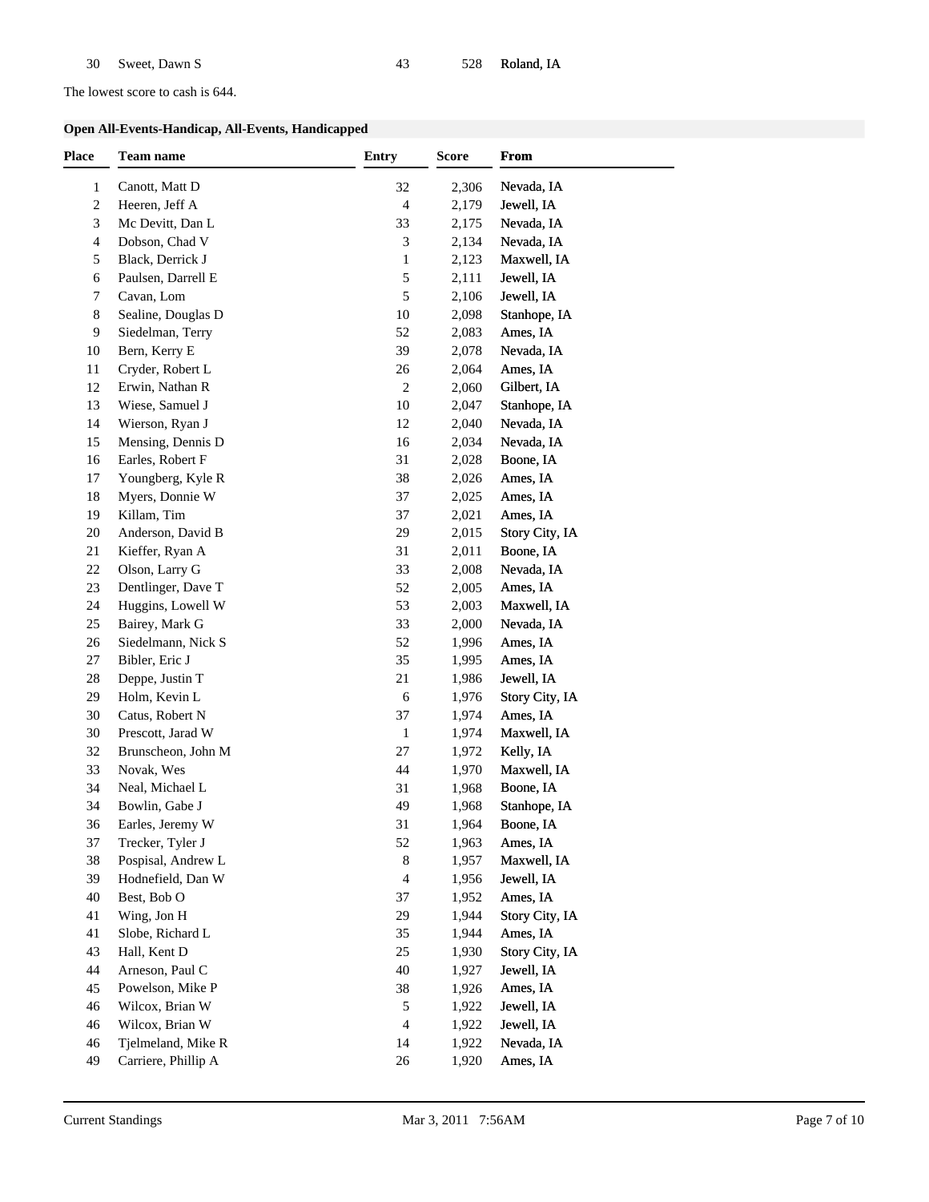| 30 | Sweet, Dawn S | 43 | 528 | Roland, IA |
|---|---|---|---|---|

The lowest score to cash is 644.

### Open All-Events-Handicap, All-Events, Handicapped

| Place | Team name | Entry | Score | From |
|---|---|---|---|---|
| 1 | Canott, Matt D | 32 | 2,306 | Nevada, IA |
| 2 | Heeren, Jeff A | 4 | 2,179 | Jewell, IA |
| 3 | Mc Devitt, Dan L | 33 | 2,175 | Nevada, IA |
| 4 | Dobson, Chad V | 3 | 2,134 | Nevada, IA |
| 5 | Black, Derrick J | 1 | 2,123 | Maxwell, IA |
| 6 | Paulsen, Darrell E | 5 | 2,111 | Jewell, IA |
| 7 | Cavan, Lom | 5 | 2,106 | Jewell, IA |
| 8 | Sealine, Douglas D | 10 | 2,098 | Stanhope, IA |
| 9 | Siedelman, Terry | 52 | 2,083 | Ames, IA |
| 10 | Bern, Kerry E | 39 | 2,078 | Nevada, IA |
| 11 | Cryder, Robert L | 26 | 2,064 | Ames, IA |
| 12 | Erwin, Nathan R | 2 | 2,060 | Gilbert, IA |
| 13 | Wiese, Samuel J | 10 | 2,047 | Stanhope, IA |
| 14 | Wierson, Ryan J | 12 | 2,040 | Nevada, IA |
| 15 | Mensing, Dennis D | 16 | 2,034 | Nevada, IA |
| 16 | Earles, Robert F | 31 | 2,028 | Boone, IA |
| 17 | Youngberg, Kyle R | 38 | 2,026 | Ames, IA |
| 18 | Myers, Donnie W | 37 | 2,025 | Ames, IA |
| 19 | Killam, Tim | 37 | 2,021 | Ames, IA |
| 20 | Anderson, David B | 29 | 2,015 | Story City, IA |
| 21 | Kieffer, Ryan A | 31 | 2,011 | Boone, IA |
| 22 | Olson, Larry G | 33 | 2,008 | Nevada, IA |
| 23 | Dentlinger, Dave T | 52 | 2,005 | Ames, IA |
| 24 | Huggins, Lowell W | 53 | 2,003 | Maxwell, IA |
| 25 | Bairey, Mark G | 33 | 2,000 | Nevada, IA |
| 26 | Siedelmann, Nick S | 52 | 1,996 | Ames, IA |
| 27 | Bibler, Eric J | 35 | 1,995 | Ames, IA |
| 28 | Deppe, Justin T | 21 | 1,986 | Jewell, IA |
| 29 | Holm, Kevin L | 6 | 1,976 | Story City, IA |
| 30 | Catus, Robert N | 37 | 1,974 | Ames, IA |
| 30 | Prescott, Jarad W | 1 | 1,974 | Maxwell, IA |
| 32 | Brunscheon, John M | 27 | 1,972 | Kelly, IA |
| 33 | Novak, Wes | 44 | 1,970 | Maxwell, IA |
| 34 | Neal, Michael L | 31 | 1,968 | Boone, IA |
| 34 | Bowlin, Gabe J | 49 | 1,968 | Stanhope, IA |
| 36 | Earles, Jeremy W | 31 | 1,964 | Boone, IA |
| 37 | Trecker, Tyler J | 52 | 1,963 | Ames, IA |
| 38 | Pospisal, Andrew L | 8 | 1,957 | Maxwell, IA |
| 39 | Hodnefield, Dan W | 4 | 1,956 | Jewell, IA |
| 40 | Best, Bob O | 37 | 1,952 | Ames, IA |
| 41 | Wing, Jon H | 29 | 1,944 | Story City, IA |
| 41 | Slobe, Richard L | 35 | 1,944 | Ames, IA |
| 43 | Hall, Kent D | 25 | 1,930 | Story City, IA |
| 44 | Arneson, Paul C | 40 | 1,927 | Jewell, IA |
| 45 | Powelson, Mike P | 38 | 1,926 | Ames, IA |
| 46 | Wilcox, Brian W | 5 | 1,922 | Jewell, IA |
| 46 | Wilcox, Brian W | 4 | 1,922 | Jewell, IA |
| 46 | Tjelmeland, Mike R | 14 | 1,922 | Nevada, IA |
| 49 | Carriere, Phillip A | 26 | 1,920 | Ames, IA |

Current Standings Mar 3, 2011 7:56AM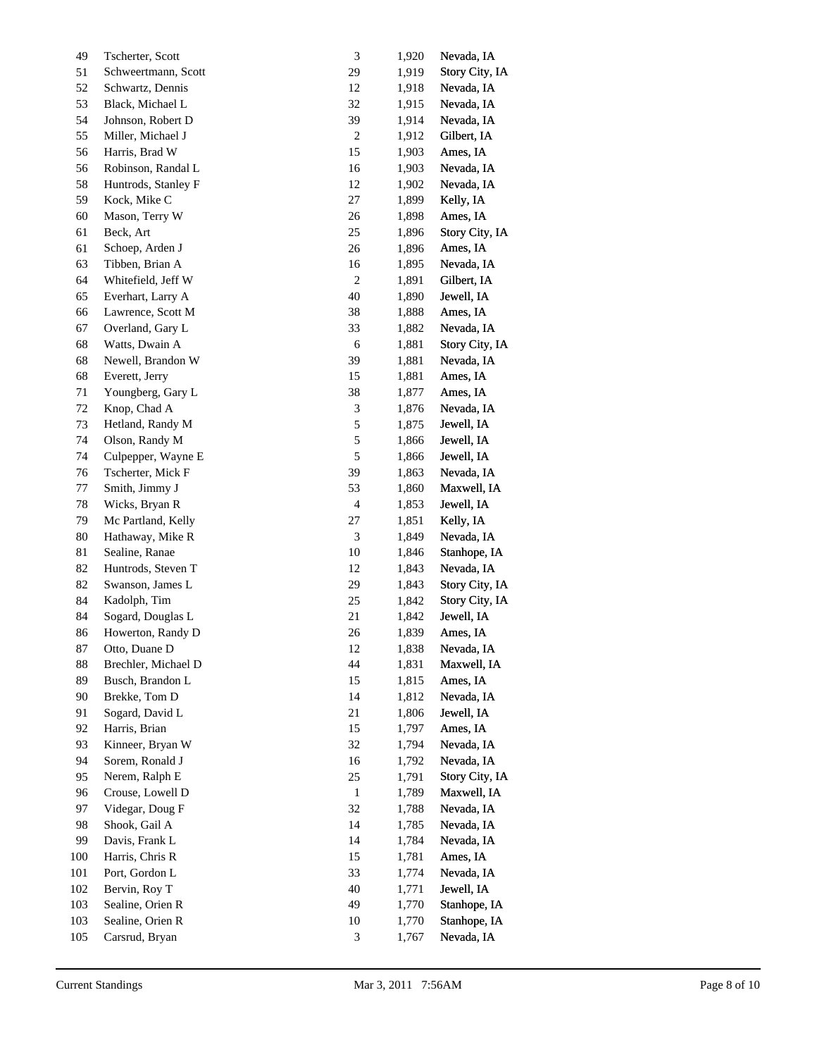| | | | | |
|---|---|---|---|---|
| 49 | Tscherter, Scott | 3 | 1,920 | Nevada, IA |
| 51 | Schweertmann, Scott | 29 | 1,919 | Story City, IA |
| 52 | Schwartz, Dennis | 12 | 1,918 | Nevada, IA |
| 53 | Black, Michael L | 32 | 1,915 | Nevada, IA |
| 54 | Johnson, Robert D | 39 | 1,914 | Nevada, IA |
| 55 | Miller, Michael J | 2 | 1,912 | Gilbert, IA |
| 56 | Harris, Brad W | 15 | 1,903 | Ames, IA |
| 56 | Robinson, Randal L | 16 | 1,903 | Nevada, IA |
| 58 | Huntrods, Stanley F | 12 | 1,902 | Nevada, IA |
| 59 | Kock, Mike C | 27 | 1,899 | Kelly, IA |
| 60 | Mason, Terry W | 26 | 1,898 | Ames, IA |
| 61 | Beck, Art | 25 | 1,896 | Story City, IA |
| 61 | Schoep, Arden J | 26 | 1,896 | Ames, IA |
| 63 | Tibben, Brian A | 16 | 1,895 | Nevada, IA |
| 64 | Whitefield, Jeff W | 2 | 1,891 | Gilbert, IA |
| 65 | Everhart, Larry A | 40 | 1,890 | Jewell, IA |
| 66 | Lawrence, Scott M | 38 | 1,888 | Ames, IA |
| 67 | Overland, Gary L | 33 | 1,882 | Nevada, IA |
| 68 | Watts, Dwain A | 6 | 1,881 | Story City, IA |
| 68 | Newell, Brandon W | 39 | 1,881 | Nevada, IA |
| 68 | Everett, Jerry | 15 | 1,881 | Ames, IA |
| 71 | Youngberg, Gary L | 38 | 1,877 | Ames, IA |
| 72 | Knop, Chad A | 3 | 1,876 | Nevada, IA |
| 73 | Hetland, Randy M | 5 | 1,875 | Jewell, IA |
| 74 | Olson, Randy M | 5 | 1,866 | Jewell, IA |
| 74 | Culpepper, Wayne E | 5 | 1,866 | Jewell, IA |
| 76 | Tscherter, Mick F | 39 | 1,863 | Nevada, IA |
| 77 | Smith, Jimmy J | 53 | 1,860 | Maxwell, IA |
| 78 | Wicks, Bryan R | 4 | 1,853 | Jewell, IA |
| 79 | Mc Partland, Kelly | 27 | 1,851 | Kelly, IA |
| 80 | Hathaway, Mike R | 3 | 1,849 | Nevada, IA |
| 81 | Sealine, Ranae | 10 | 1,846 | Stanhope, IA |
| 82 | Huntrods, Steven T | 12 | 1,843 | Nevada, IA |
| 82 | Swanson, James L | 29 | 1,843 | Story City, IA |
| 84 | Kadolph, Tim | 25 | 1,842 | Story City, IA |
| 84 | Sogard, Douglas L | 21 | 1,842 | Jewell, IA |
| 86 | Howerton, Randy D | 26 | 1,839 | Ames, IA |
| 87 | Otto, Duane D | 12 | 1,838 | Nevada, IA |
| 88 | Brechler, Michael D | 44 | 1,831 | Maxwell, IA |
| 89 | Busch, Brandon L | 15 | 1,815 | Ames, IA |
| 90 | Brekke, Tom D | 14 | 1,812 | Nevada, IA |
| 91 | Sogard, David L | 21 | 1,806 | Jewell, IA |
| 92 | Harris, Brian | 15 | 1,797 | Ames, IA |
| 93 | Kinneer, Bryan W | 32 | 1,794 | Nevada, IA |
| 94 | Sorem, Ronald J | 16 | 1,792 | Nevada, IA |
| 95 | Nerem, Ralph E | 25 | 1,791 | Story City, IA |
| 96 | Crouse, Lowell D | 1 | 1,789 | Maxwell, IA |
| 97 | Videgar, Doug F | 32 | 1,788 | Nevada, IA |
| 98 | Shook, Gail A | 14 | 1,785 | Nevada, IA |
| 99 | Davis, Frank L | 14 | 1,784 | Nevada, IA |
| 100 | Harris, Chris R | 15 | 1,781 | Ames, IA |
| 101 | Port, Gordon L | 33 | 1,774 | Nevada, IA |
| 102 | Bervin, Roy T | 40 | 1,771 | Jewell, IA |
| 103 | Sealine, Orien R | 49 | 1,770 | Stanhope, IA |
| 103 | Sealine, Orien R | 10 | 1,770 | Stanhope, IA |
| 105 | Carsrud, Bryan | 3 | 1,767 | Nevada, IA |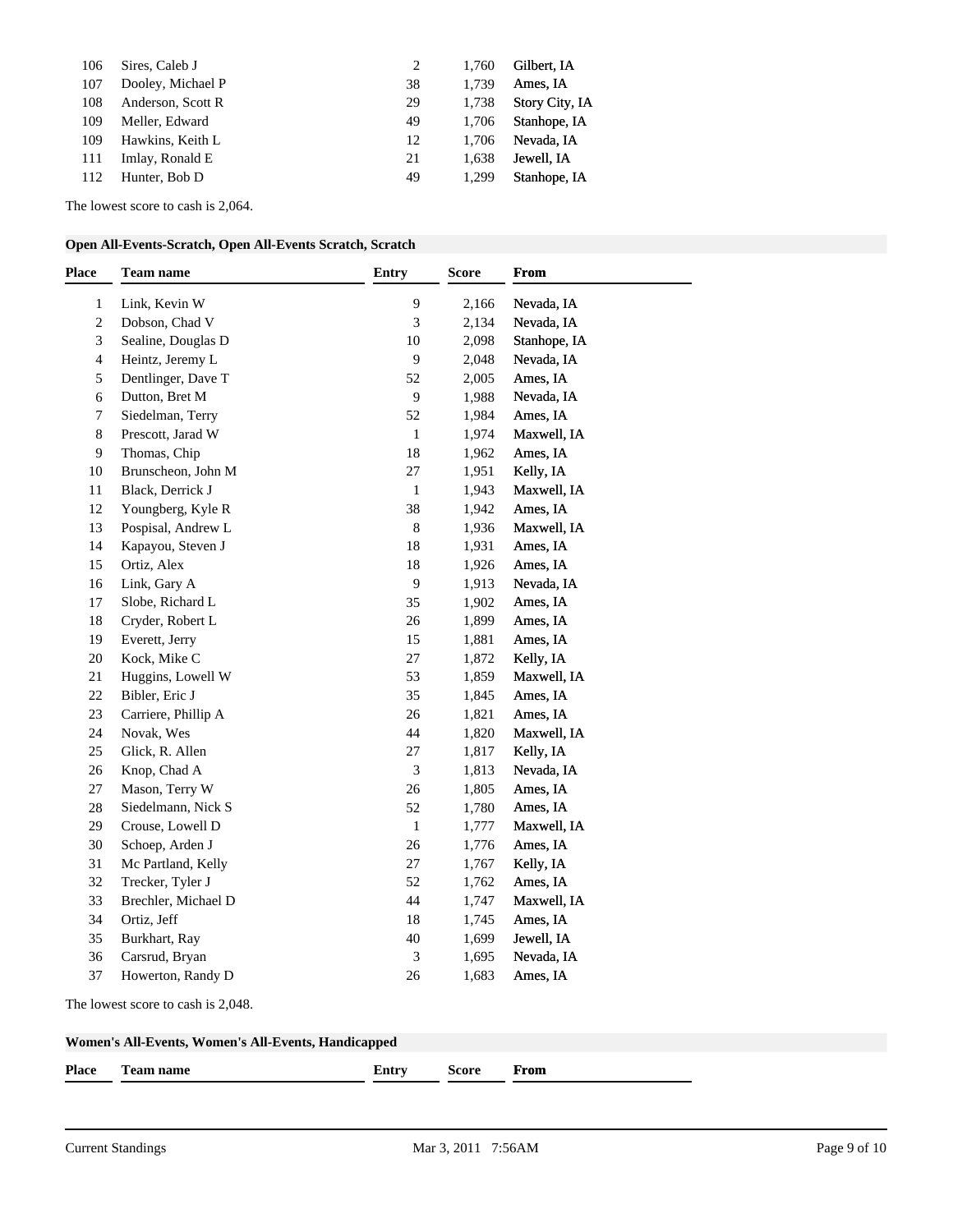| Place | Team name | Entry | Score | From |
|---|---|---|---|---|
| 106 | Sires, Caleb J | 2 | 1,760 | Gilbert, IA |
| 107 | Dooley, Michael P | 38 | 1,739 | Ames, IA |
| 108 | Anderson, Scott R | 29 | 1,738 | Story City, IA |
| 109 | Meller, Edward | 49 | 1,706 | Stanhope, IA |
| 109 | Hawkins, Keith L | 12 | 1,706 | Nevada, IA |
| 111 | Imlay, Ronald E | 21 | 1,638 | Jewell, IA |
| 112 | Hunter, Bob D | 49 | 1,299 | Stanhope, IA |

The lowest score to cash is 2,064.

**Open All-Events-Scratch, Open All-Events Scratch, Scratch**

| Place | Team name | Entry | Score | From |
|---|---|---|---|---|
| 1 | Link, Kevin W | 9 | 2,166 | Nevada, IA |
| 2 | Dobson, Chad V | 3 | 2,134 | Nevada, IA |
| 3 | Sealine, Douglas D | 10 | 2,098 | Stanhope, IA |
| 4 | Heintz, Jeremy L | 9 | 2,048 | Nevada, IA |
| 5 | Dentlinger, Dave T | 52 | 2,005 | Ames, IA |
| 6 | Dutton, Bret M | 9 | 1,988 | Nevada, IA |
| 7 | Siedelman, Terry | 52 | 1,984 | Ames, IA |
| 8 | Prescott, Jarad W | 1 | 1,974 | Maxwell, IA |
| 9 | Thomas, Chip | 18 | 1,962 | Ames, IA |
| 10 | Brunscheon, John M | 27 | 1,951 | Kelly, IA |
| 11 | Black, Derrick J | 1 | 1,943 | Maxwell, IA |
| 12 | Youngberg, Kyle R | 38 | 1,942 | Ames, IA |
| 13 | Pospisal, Andrew L | 8 | 1,936 | Maxwell, IA |
| 14 | Kapayou, Steven J | 18 | 1,931 | Ames, IA |
| 15 | Ortiz, Alex | 18 | 1,926 | Ames, IA |
| 16 | Link, Gary A | 9 | 1,913 | Nevada, IA |
| 17 | Slobe, Richard L | 35 | 1,902 | Ames, IA |
| 18 | Cryder, Robert L | 26 | 1,899 | Ames, IA |
| 19 | Everett, Jerry | 15 | 1,881 | Ames, IA |
| 20 | Kock, Mike C | 27 | 1,872 | Kelly, IA |
| 21 | Huggins, Lowell W | 53 | 1,859 | Maxwell, IA |
| 22 | Bibler, Eric J | 35 | 1,845 | Ames, IA |
| 23 | Carriere, Phillip A | 26 | 1,821 | Ames, IA |
| 24 | Novak, Wes | 44 | 1,820 | Maxwell, IA |
| 25 | Glick, R. Allen | 27 | 1,817 | Kelly, IA |
| 26 | Knop, Chad A | 3 | 1,813 | Nevada, IA |
| 27 | Mason, Terry W | 26 | 1,805 | Ames, IA |
| 28 | Siedelmann, Nick S | 52 | 1,780 | Ames, IA |
| 29 | Crouse, Lowell D | 1 | 1,777 | Maxwell, IA |
| 30 | Schoep, Arden J | 26 | 1,776 | Ames, IA |
| 31 | Mc Partland, Kelly | 27 | 1,767 | Kelly, IA |
| 32 | Trecker, Tyler J | 52 | 1,762 | Ames, IA |
| 33 | Brechler, Michael D | 44 | 1,747 | Maxwell, IA |
| 34 | Ortiz, Jeff | 18 | 1,745 | Ames, IA |
| 35 | Burkhart, Ray | 40 | 1,699 | Jewell, IA |
| 36 | Carsrud, Bryan | 3 | 1,695 | Nevada, IA |
| 37 | Howerton, Randy D | 26 | 1,683 | Ames, IA |

The lowest score to cash is 2,048.

**Women's All-Events, Women's All-Events, Handicapped**

| Place | Team name | Entry | Score | From |
|---|---|---|---|---|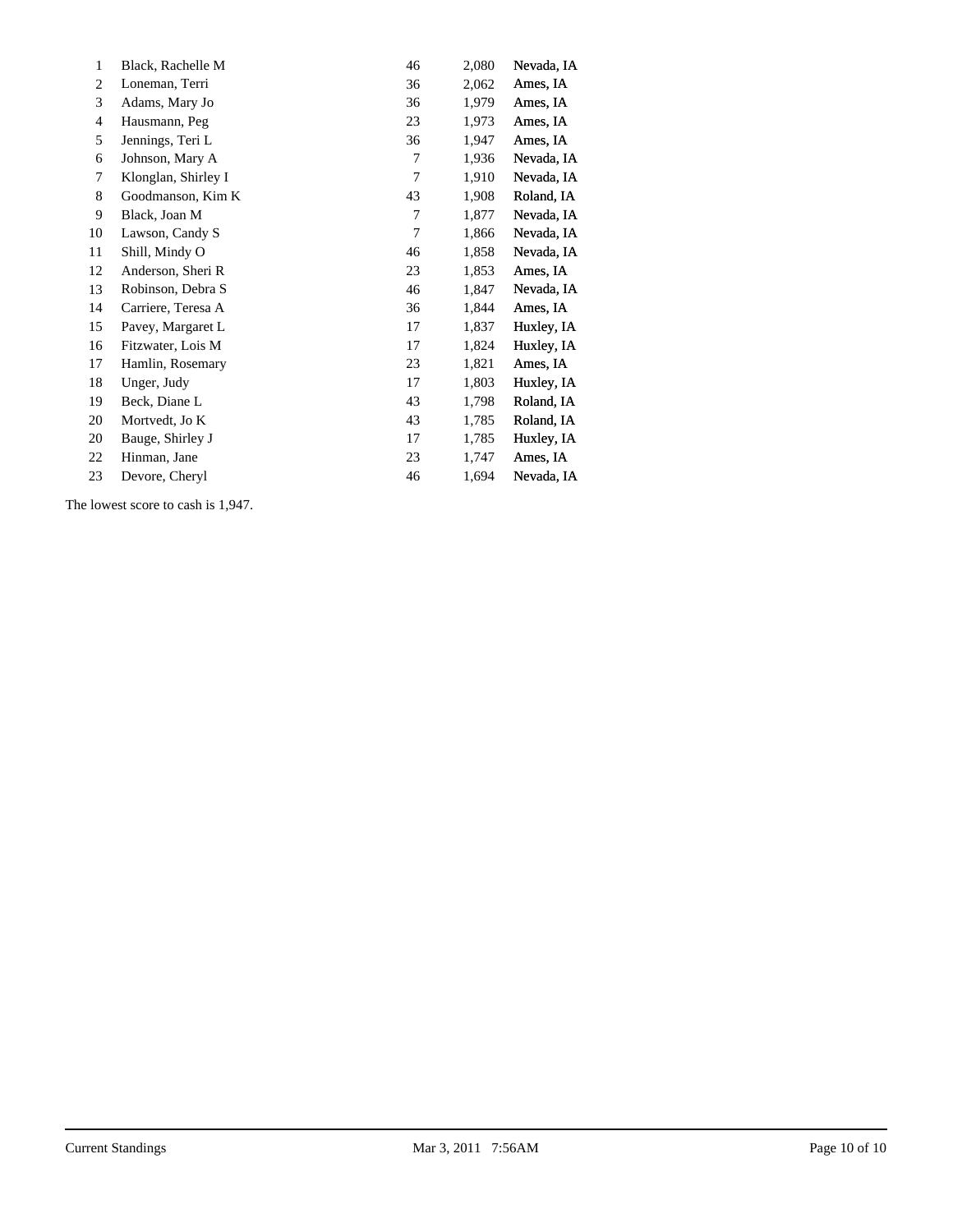| | | | | |
|---|---|---|---|---|
| 1 | Black, Rachelle M | 46 | 2,080 | Nevada, IA |
| 2 | Loneman, Terri | 36 | 2,062 | Ames, IA |
| 3 | Adams, Mary Jo | 36 | 1,979 | Ames, IA |
| 4 | Hausmann, Peg | 23 | 1,973 | Ames, IA |
| 5 | Jennings, Teri L | 36 | 1,947 | Ames, IA |
| 6 | Johnson, Mary A | 7 | 1,936 | Nevada, IA |
| 7 | Klonglan, Shirley I | 7 | 1,910 | Nevada, IA |
| 8 | Goodmanson, Kim K | 43 | 1,908 | Roland, IA |
| 9 | Black, Joan M | 7 | 1,877 | Nevada, IA |
| 10 | Lawson, Candy S | 7 | 1,866 | Nevada, IA |
| 11 | Shill, Mindy O | 46 | 1,858 | Nevada, IA |
| 12 | Anderson, Sheri R | 23 | 1,853 | Ames, IA |
| 13 | Robinson, Debra S | 46 | 1,847 | Nevada, IA |
| 14 | Carriere, Teresa A | 36 | 1,844 | Ames, IA |
| 15 | Pavey, Margaret L | 17 | 1,837 | Huxley, IA |
| 16 | Fitzwater, Lois M | 17 | 1,824 | Huxley, IA |
| 17 | Hamlin, Rosemary | 23 | 1,821 | Ames, IA |
| 18 | Unger, Judy | 17 | 1,803 | Huxley, IA |
| 19 | Beck, Diane L | 43 | 1,798 | Roland, IA |
| 20 | Mortvedt, Jo K | 43 | 1,785 | Roland, IA |
| 20 | Bauge, Shirley J | 17 | 1,785 | Huxley, IA |
| 22 | Hinman, Jane | 23 | 1,747 | Ames, IA |
| 23 | Devore, Cheryl | 46 | 1,694 | Nevada, IA |

The lowest score to cash is 1,947.